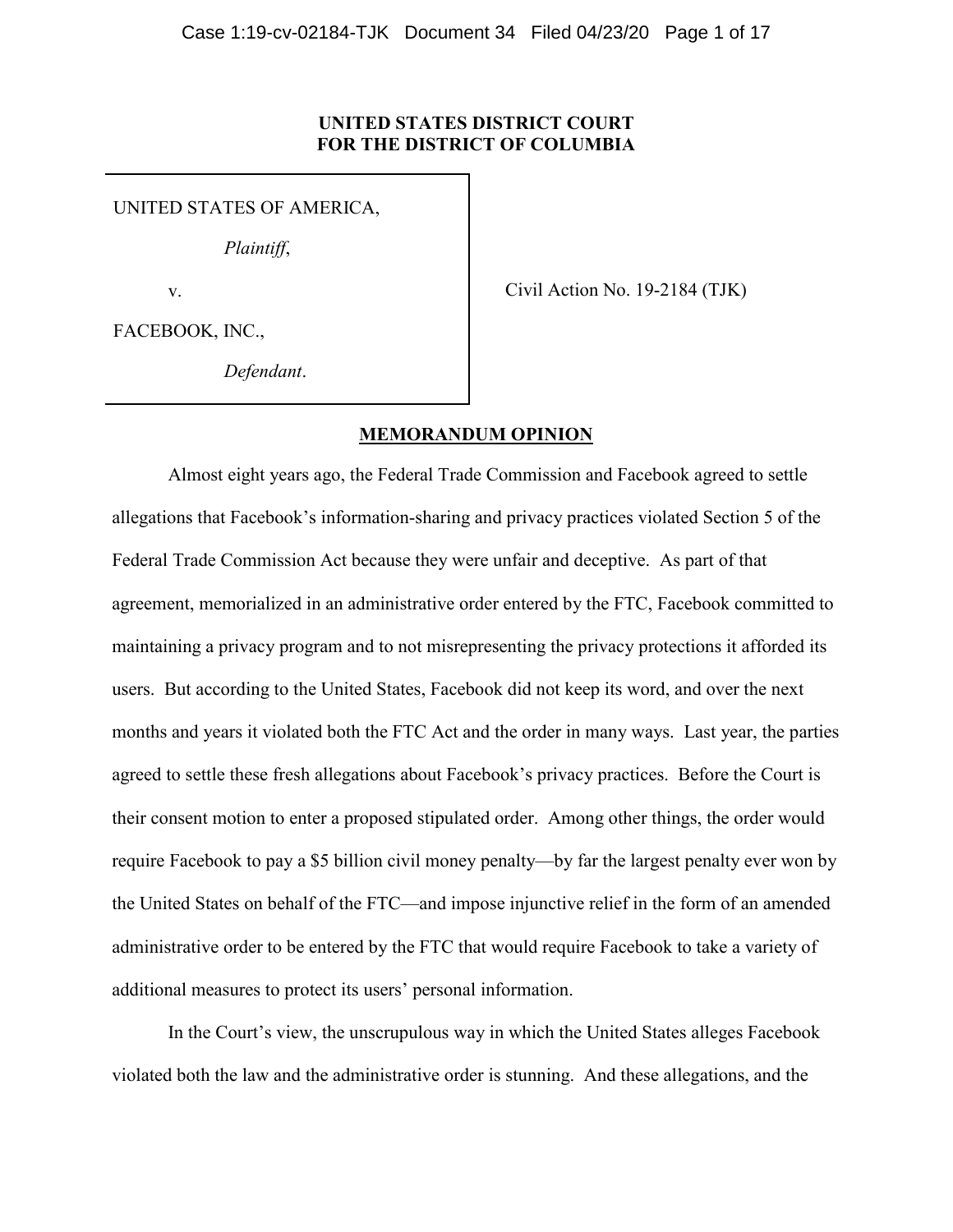**UNITED STATES DISTRICT COURT**
**FOR THE DISTRICT OF COLUMBIA**

UNITED STATES OF AMERICA,

*Plaintiff*,

v.

FACEBOOK, INC.,

*Defendant*.

Civil Action No. 19-2184 (TJK)

## MEMORANDUM OPINION

Almost eight years ago, the Federal Trade Commission and Facebook agreed to settle allegations that Facebook's information-sharing and privacy practices violated Section 5 of the Federal Trade Commission Act because they were unfair and deceptive. As part of that agreement, memorialized in an administrative order entered by the FTC, Facebook committed to maintaining a privacy program and to not misrepresenting the privacy protections it afforded its users. But according to the United States, Facebook did not keep its word, and over the next months and years it violated both the FTC Act and the order in many ways. Last year, the parties agreed to settle these fresh allegations about Facebook's privacy practices. Before the Court is their consent motion to enter a proposed stipulated order. Among other things, the order would require Facebook to pay a $5 billion civil money penalty—by far the largest penalty ever won by the United States on behalf of the FTC—and impose injunctive relief in the form of an amended administrative order to be entered by the FTC that would require Facebook to take a variety of additional measures to protect its users' personal information.

In the Court's view, the unscrupulous way in which the United States alleges Facebook violated both the law and the administrative order is stunning. And these allegations, and the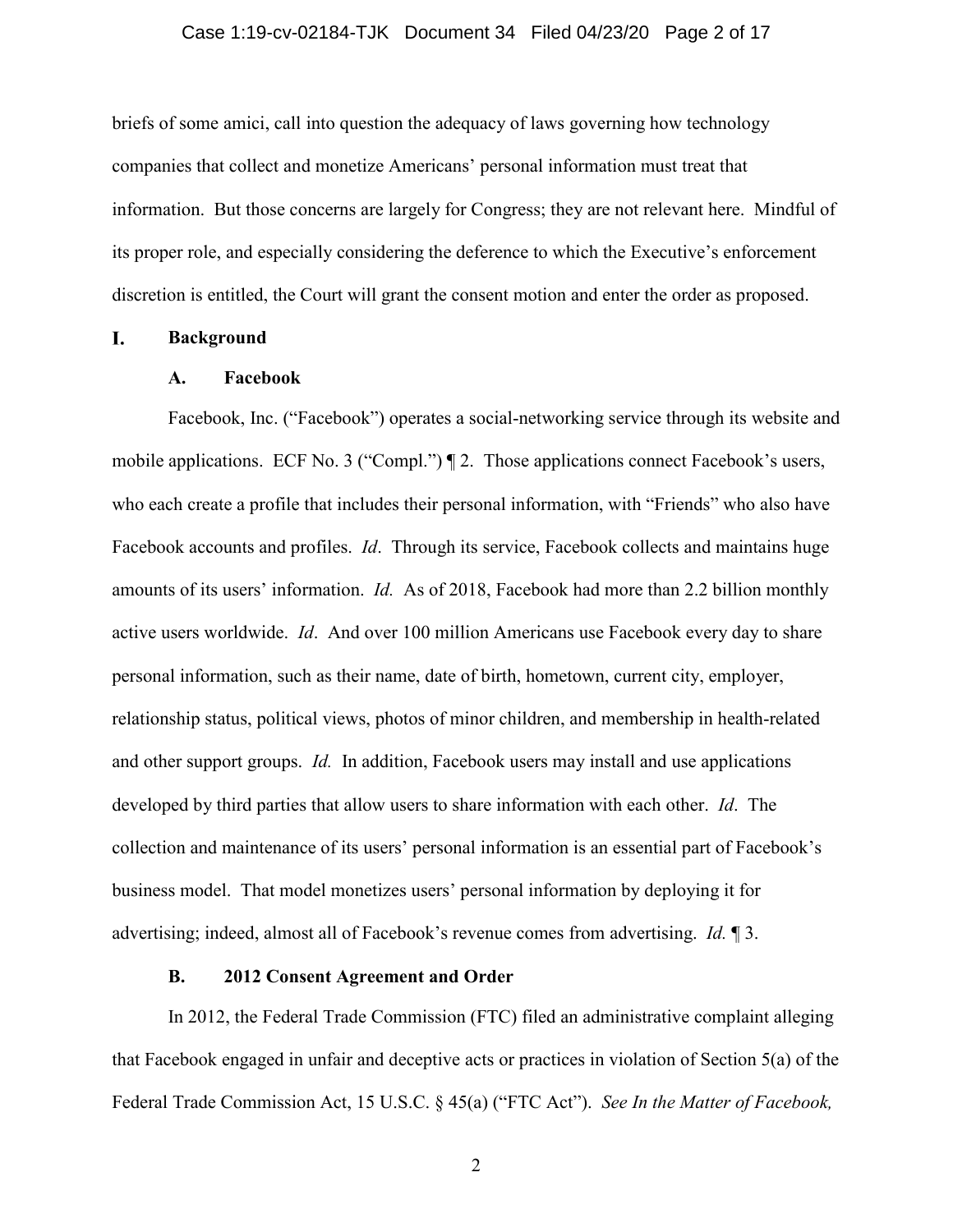briefs of some amici, call into question the adequacy of laws governing how technology companies that collect and monetize Americans' personal information must treat that information. But those concerns are largely for Congress; they are not relevant here. Mindful of its proper role, and especially considering the deference to which the Executive's enforcement discretion is entitled, the Court will grant the consent motion and enter the order as proposed.

## I. Background

### A. Facebook

Facebook, Inc. ("Facebook") operates a social-networking service through its website and mobile applications. ECF No. 3 ("Compl.") ¶ 2. Those applications connect Facebook's users, who each create a profile that includes their personal information, with "Friends" who also have Facebook accounts and profiles. *Id*. Through its service, Facebook collects and maintains huge amounts of its users' information. *Id.* As of 2018, Facebook had more than 2.2 billion monthly active users worldwide. *Id*. And over 100 million Americans use Facebook every day to share personal information, such as their name, date of birth, hometown, current city, employer, relationship status, political views, photos of minor children, and membership in health-related and other support groups. *Id.* In addition, Facebook users may install and use applications developed by third parties that allow users to share information with each other. *Id*. The collection and maintenance of its users' personal information is an essential part of Facebook's business model. That model monetizes users' personal information by deploying it for advertising; indeed, almost all of Facebook's revenue comes from advertising. *Id.* ¶ 3.

### B. 2012 Consent Agreement and Order

In 2012, the Federal Trade Commission (FTC) filed an administrative complaint alleging that Facebook engaged in unfair and deceptive acts or practices in violation of Section 5(a) of the Federal Trade Commission Act, 15 U.S.C. § 45(a) ("FTC Act"). *See In the Matter of Facebook,*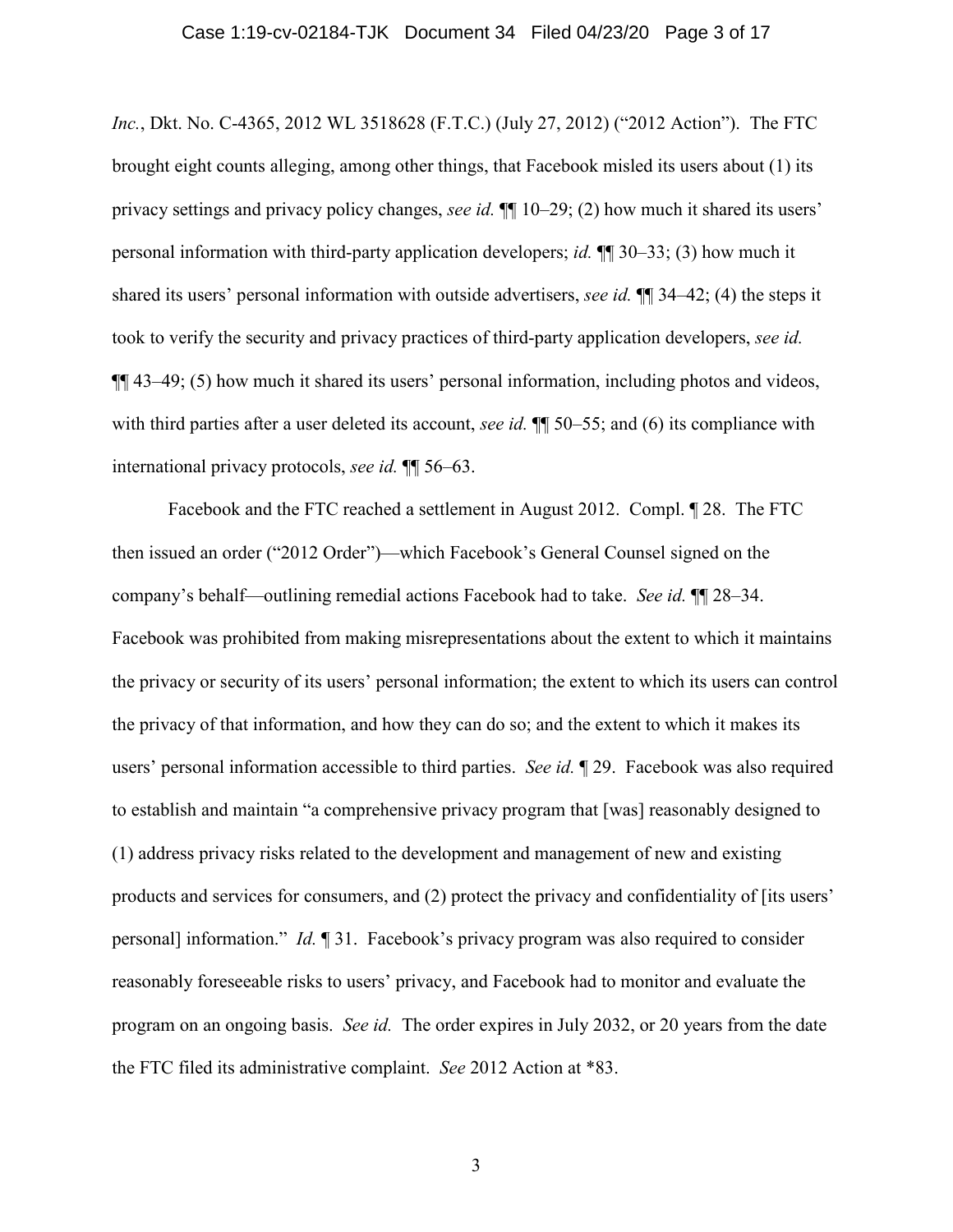*Inc.*, Dkt. No. C-4365, 2012 WL 3518628 (F.T.C.) (July 27, 2012) ("2012 Action"). The FTC brought eight counts alleging, among other things, that Facebook misled its users about (1) its privacy settings and privacy policy changes, *see id.* ¶¶ 10–29; (2) how much it shared its users' personal information with third-party application developers; *id.* ¶¶ 30–33; (3) how much it shared its users' personal information with outside advertisers, *see id.* ¶¶ 34–42; (4) the steps it took to verify the security and privacy practices of third-party application developers, *see id.* ¶¶ 43–49; (5) how much it shared its users' personal information, including photos and videos, with third parties after a user deleted its account, *see id.* ¶¶ 50–55; and (6) its compliance with international privacy protocols, *see id.* ¶¶ 56–63.

Facebook and the FTC reached a settlement in August 2012. Compl. ¶ 28. The FTC then issued an order ("2012 Order")—which Facebook's General Counsel signed on the company's behalf—outlining remedial actions Facebook had to take. *See id.* ¶¶ 28–34. Facebook was prohibited from making misrepresentations about the extent to which it maintains the privacy or security of its users' personal information; the extent to which its users can control the privacy of that information, and how they can do so; and the extent to which it makes its users' personal information accessible to third parties. *See id.* ¶ 29. Facebook was also required to establish and maintain "a comprehensive privacy program that [was] reasonably designed to (1) address privacy risks related to the development and management of new and existing products and services for consumers, and (2) protect the privacy and confidentiality of [its users' personal] information." *Id.* ¶ 31. Facebook's privacy program was also required to consider reasonably foreseeable risks to users' privacy, and Facebook had to monitor and evaluate the program on an ongoing basis. *See id.* The order expires in July 2032, or 20 years from the date the FTC filed its administrative complaint. *See* 2012 Action at *83.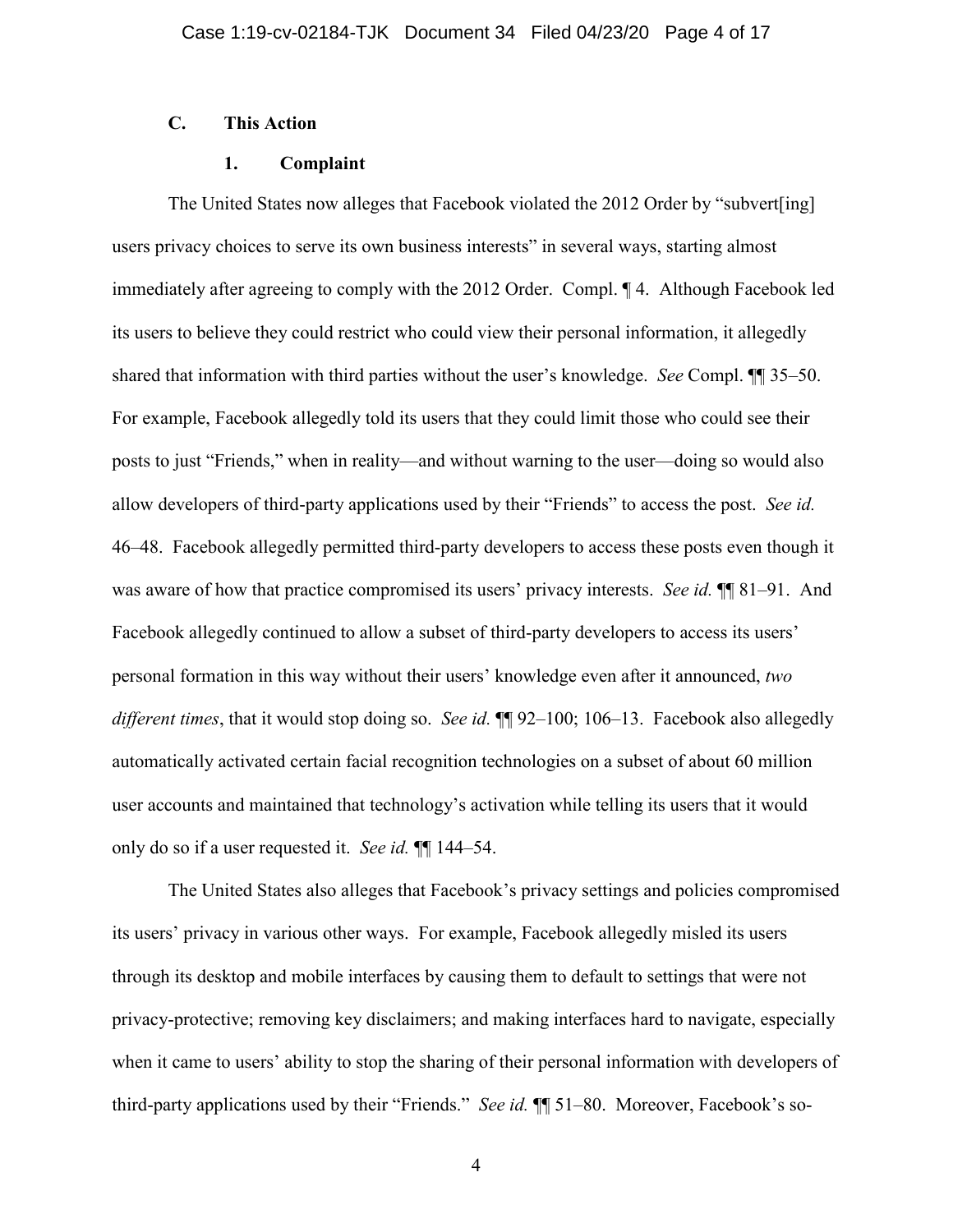### C. This Action

#### 1. Complaint

The United States now alleges that Facebook violated the 2012 Order by "subvert[ing] users privacy choices to serve its own business interests" in several ways, starting almost immediately after agreeing to comply with the 2012 Order. Compl. ¶ 4. Although Facebook led its users to believe they could restrict who could view their personal information, it allegedly shared that information with third parties without the user's knowledge. *See* Compl. ¶¶ 35–50. For example, Facebook allegedly told its users that they could limit those who could see their posts to just "Friends," when in reality—and without warning to the user—doing so would also allow developers of third-party applications used by their "Friends" to access the post. *See id.* 46–48. Facebook allegedly permitted third-party developers to access these posts even though it was aware of how that practice compromised its users' privacy interests. *See id.* ¶¶ 81–91. And Facebook allegedly continued to allow a subset of third-party developers to access its users' personal formation in this way without their users' knowledge even after it announced, *two different times*, that it would stop doing so. *See id.* ¶¶ 92–100; 106–13. Facebook also allegedly automatically activated certain facial recognition technologies on a subset of about 60 million user accounts and maintained that technology's activation while telling its users that it would only do so if a user requested it. *See id.* ¶¶ 144–54.

The United States also alleges that Facebook's privacy settings and policies compromised its users' privacy in various other ways. For example, Facebook allegedly misled its users through its desktop and mobile interfaces by causing them to default to settings that were not privacy-protective; removing key disclaimers; and making interfaces hard to navigate, especially when it came to users' ability to stop the sharing of their personal information with developers of third-party applications used by their "Friends." *See id.* ¶¶ 51–80. Moreover, Facebook's so-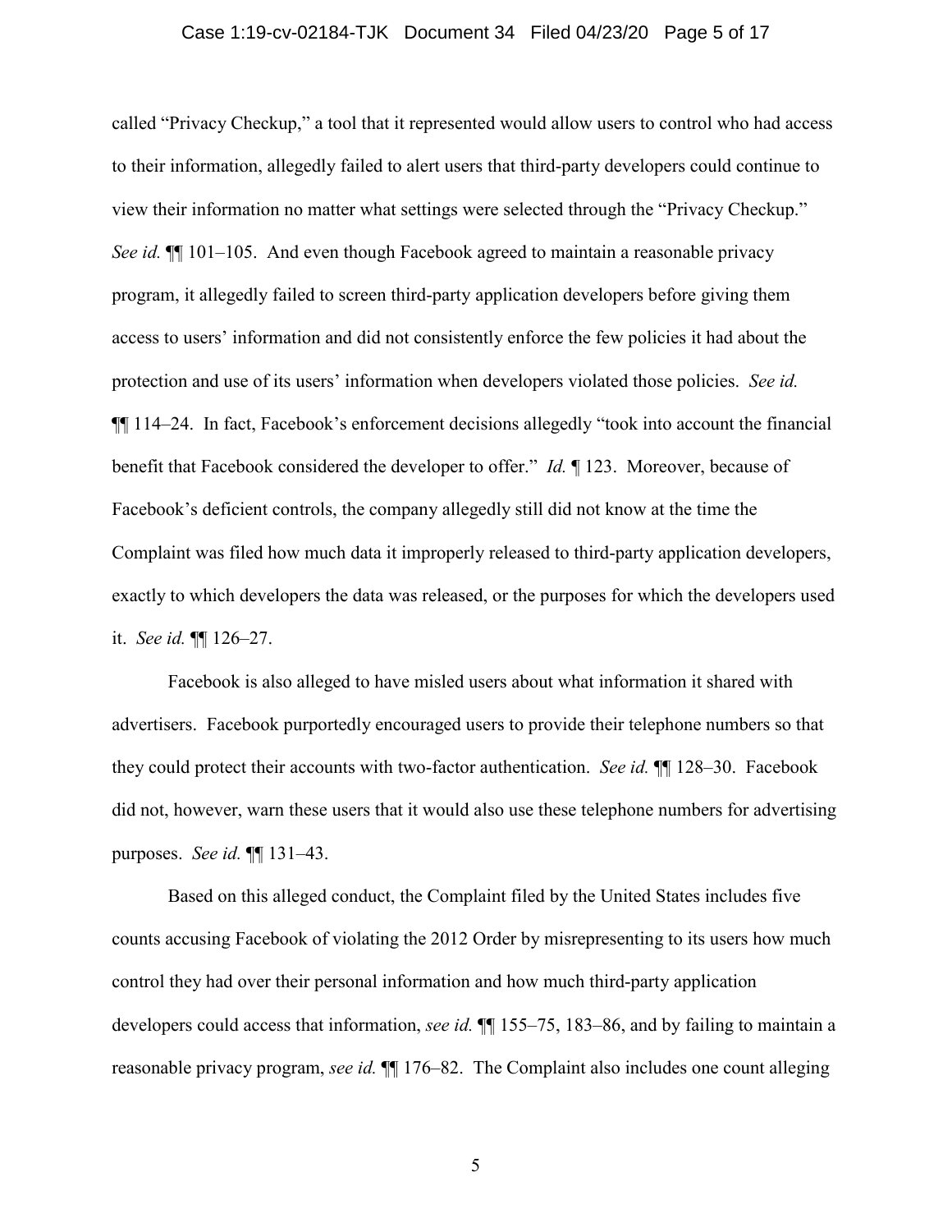called "Privacy Checkup," a tool that it represented would allow users to control who had access to their information, allegedly failed to alert users that third-party developers could continue to view their information no matter what settings were selected through the "Privacy Checkup." *See id.* ¶¶ 101–105. And even though Facebook agreed to maintain a reasonable privacy program, it allegedly failed to screen third-party application developers before giving them access to users' information and did not consistently enforce the few policies it had about the protection and use of its users' information when developers violated those policies. *See id.* ¶¶ 114–24. In fact, Facebook's enforcement decisions allegedly "took into account the financial benefit that Facebook considered the developer to offer." *Id.* ¶ 123. Moreover, because of Facebook's deficient controls, the company allegedly still did not know at the time the Complaint was filed how much data it improperly released to third-party application developers, exactly to which developers the data was released, or the purposes for which the developers used it. *See id.* ¶¶ 126–27.

Facebook is also alleged to have misled users about what information it shared with advertisers. Facebook purportedly encouraged users to provide their telephone numbers so that they could protect their accounts with two-factor authentication. *See id.* ¶¶ 128–30. Facebook did not, however, warn these users that it would also use these telephone numbers for advertising purposes. *See id.* ¶¶ 131–43.

Based on this alleged conduct, the Complaint filed by the United States includes five counts accusing Facebook of violating the 2012 Order by misrepresenting to its users how much control they had over their personal information and how much third-party application developers could access that information, *see id.* ¶¶ 155–75, 183–86, and by failing to maintain a reasonable privacy program, *see id.* ¶¶ 176–82. The Complaint also includes one count alleging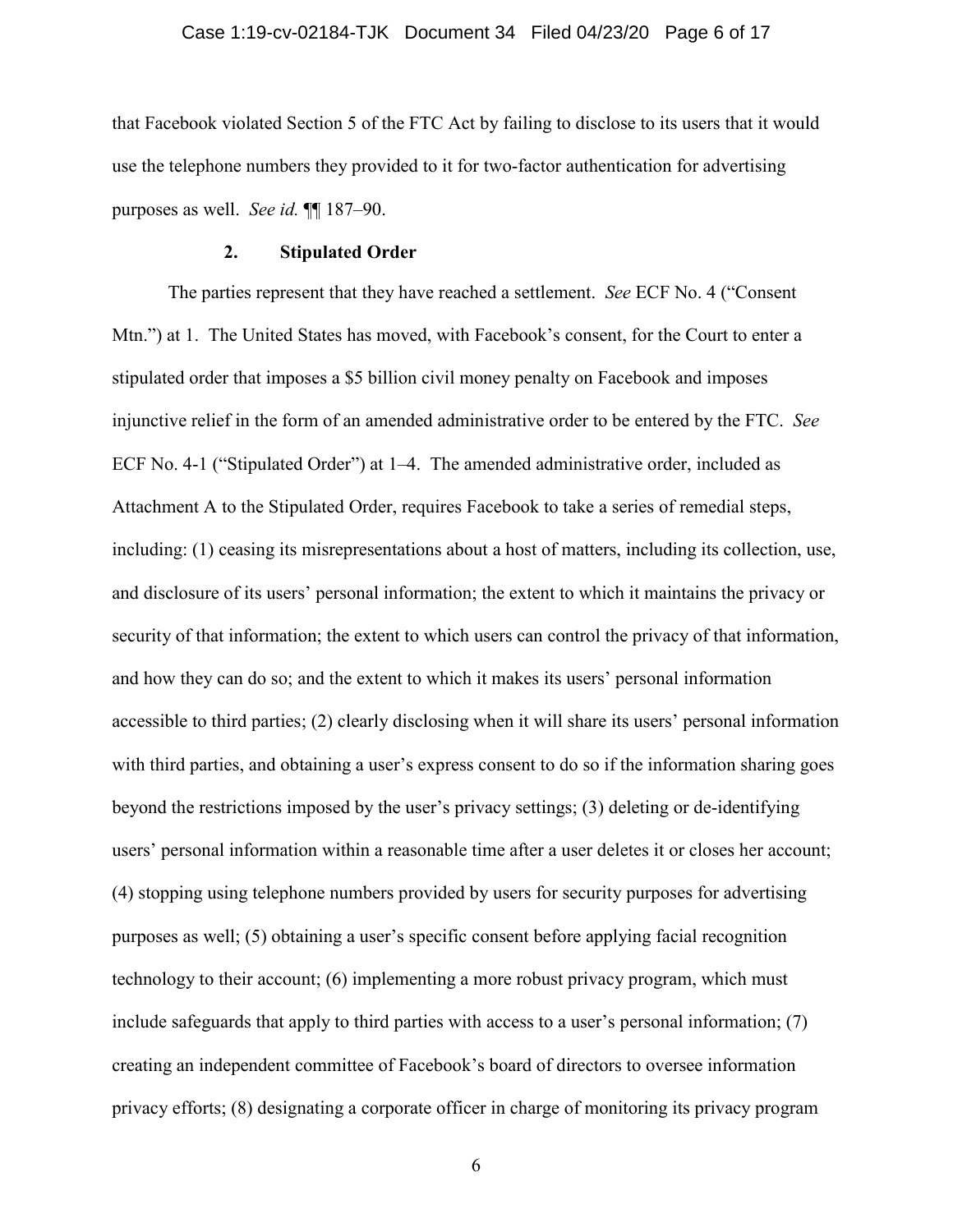that Facebook violated Section 5 of the FTC Act by failing to disclose to its users that it would use the telephone numbers they provided to it for two-factor authentication for advertising purposes as well. *See id.* ¶¶ 187–90.

### 2. Stipulated Order

The parties represent that they have reached a settlement. *See* ECF No. 4 ("Consent Mtn.") at 1. The United States has moved, with Facebook's consent, for the Court to enter a stipulated order that imposes a $5 billion civil money penalty on Facebook and imposes injunctive relief in the form of an amended administrative order to be entered by the FTC. *See* ECF No. 4-1 ("Stipulated Order") at 1–4. The amended administrative order, included as Attachment A to the Stipulated Order, requires Facebook to take a series of remedial steps, including: (1) ceasing its misrepresentations about a host of matters, including its collection, use, and disclosure of its users' personal information; the extent to which it maintains the privacy or security of that information; the extent to which users can control the privacy of that information, and how they can do so; and the extent to which it makes its users' personal information accessible to third parties; (2) clearly disclosing when it will share its users' personal information with third parties, and obtaining a user's express consent to do so if the information sharing goes beyond the restrictions imposed by the user's privacy settings; (3) deleting or de-identifying users' personal information within a reasonable time after a user deletes it or closes her account; (4) stopping using telephone numbers provided by users for security purposes for advertising purposes as well; (5) obtaining a user's specific consent before applying facial recognition technology to their account; (6) implementing a more robust privacy program, which must include safeguards that apply to third parties with access to a user's personal information; (7) creating an independent committee of Facebook's board of directors to oversee information privacy efforts; (8) designating a corporate officer in charge of monitoring its privacy program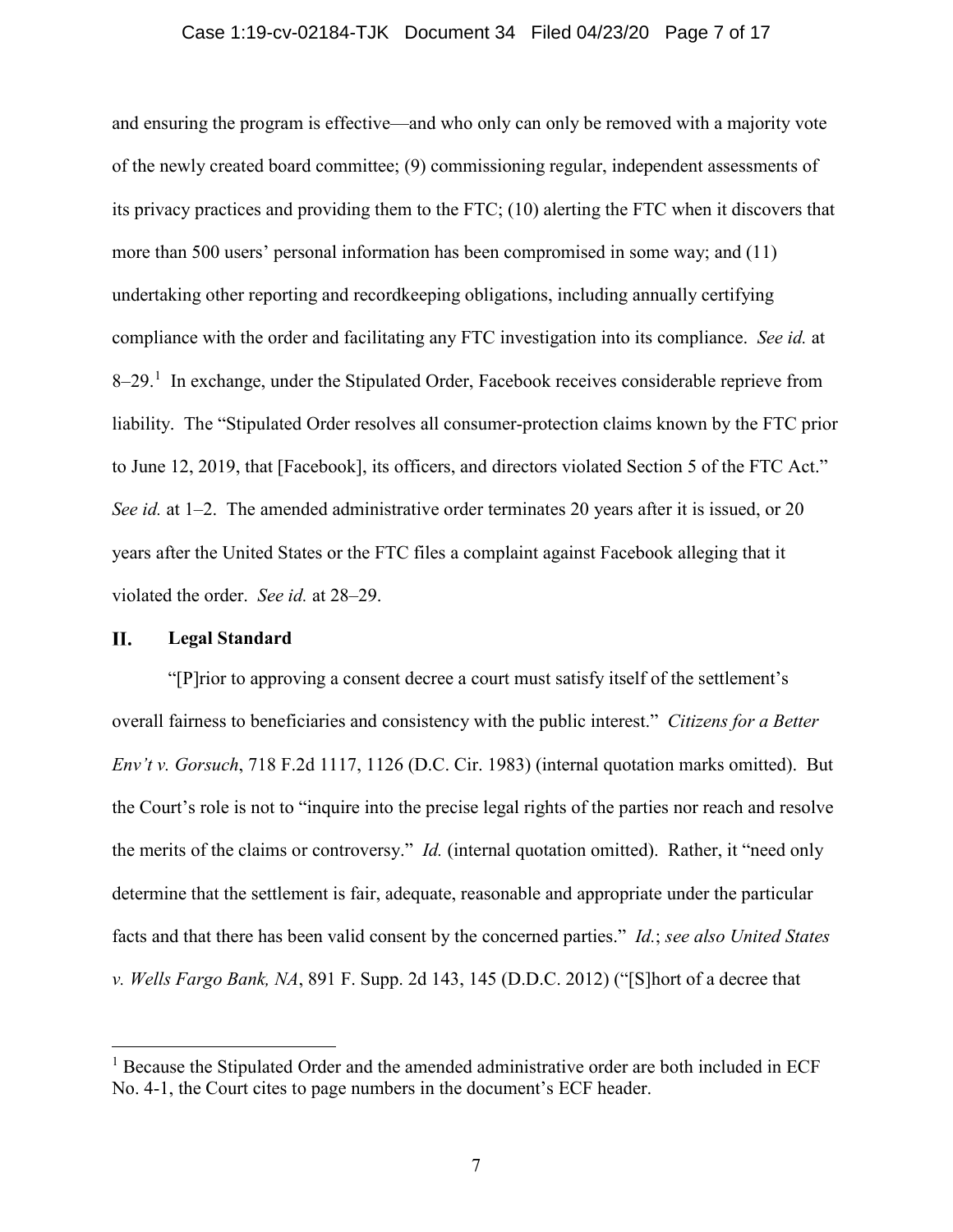and ensuring the program is effective—and who only can only be removed with a majority vote of the newly created board committee; (9) commissioning regular, independent assessments of its privacy practices and providing them to the FTC; (10) alerting the FTC when it discovers that more than 500 users' personal information has been compromised in some way; and (11) undertaking other reporting and recordkeeping obligations, including annually certifying compliance with the order and facilitating any FTC investigation into its compliance. *See id.* at 8–29.[1] In exchange, under the Stipulated Order, Facebook receives considerable reprieve from liability. The "Stipulated Order resolves all consumer-protection claims known by the FTC prior to June 12, 2019, that [Facebook], its officers, and directors violated Section 5 of the FTC Act." *See id.* at 1–2. The amended administrative order terminates 20 years after it is issued, or 20 years after the United States or the FTC files a complaint against Facebook alleging that it violated the order. *See id.* at 28–29.

## II. Legal Standard

"[P]rior to approving a consent decree a court must satisfy itself of the settlement's overall fairness to beneficiaries and consistency with the public interest." *Citizens for a Better Env't v. Gorsuch*, 718 F.2d 1117, 1126 (D.C. Cir. 1983) (internal quotation marks omitted). But the Court's role is not to "inquire into the precise legal rights of the parties nor reach and resolve the merits of the claims or controversy." *Id.* (internal quotation omitted). Rather, it "need only determine that the settlement is fair, adequate, reasonable and appropriate under the particular facts and that there has been valid consent by the concerned parties." *Id.*; *see also United States v. Wells Fargo Bank, NA*, 891 F. Supp. 2d 143, 145 (D.D.C. 2012) ("[S]hort of a decree that

---

[1] Because the Stipulated Order and the amended administrative order are both included in ECF No. 4-1, the Court cites to page numbers in the document's ECF header.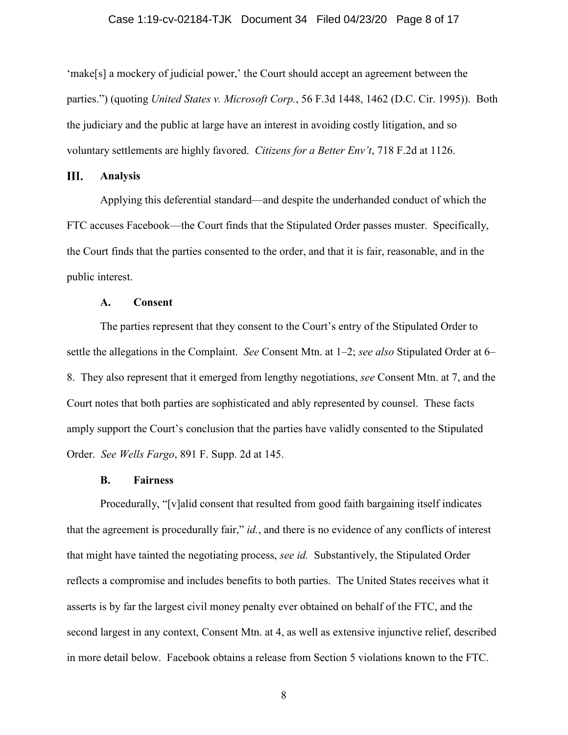'make[s] a mockery of judicial power,' the Court should accept an agreement between the parties.") (quoting *United States v. Microsoft Corp.*, 56 F.3d 1448, 1462 (D.C. Cir. 1995)). Both the judiciary and the public at large have an interest in avoiding costly litigation, and so voluntary settlements are highly favored. *Citizens for a Better Env't*, 718 F.2d at 1126.

## III. Analysis

Applying this deferential standard—and despite the underhanded conduct of which the FTC accuses Facebook—the Court finds that the Stipulated Order passes muster. Specifically, the Court finds that the parties consented to the order, and that it is fair, reasonable, and in the public interest.

### A. Consent

The parties represent that they consent to the Court's entry of the Stipulated Order to settle the allegations in the Complaint. *See* Consent Mtn. at 1–2; *see also* Stipulated Order at 6–8. They also represent that it emerged from lengthy negotiations, *see* Consent Mtn. at 7, and the Court notes that both parties are sophisticated and ably represented by counsel. These facts amply support the Court's conclusion that the parties have validly consented to the Stipulated Order. *See Wells Fargo*, 891 F. Supp. 2d at 145.

### B. Fairness

Procedurally, "[v]alid consent that resulted from good faith bargaining itself indicates that the agreement is procedurally fair," *id.*, and there is no evidence of any conflicts of interest that might have tainted the negotiating process, *see id.* Substantively, the Stipulated Order reflects a compromise and includes benefits to both parties. The United States receives what it asserts is by far the largest civil money penalty ever obtained on behalf of the FTC, and the second largest in any context, Consent Mtn. at 4, as well as extensive injunctive relief, described in more detail below. Facebook obtains a release from Section 5 violations known to the FTC.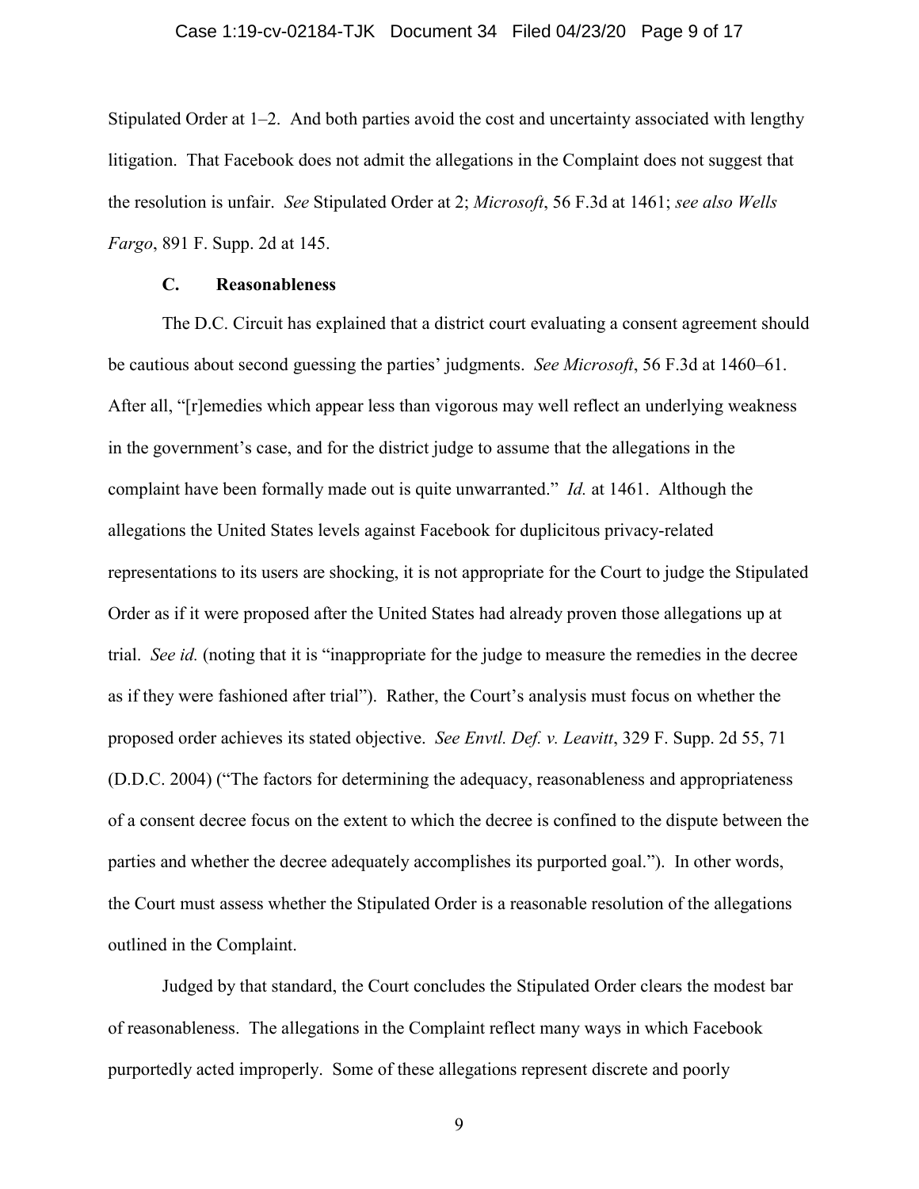Stipulated Order at 1–2. And both parties avoid the cost and uncertainty associated with lengthy litigation. That Facebook does not admit the allegations in the Complaint does not suggest that the resolution is unfair. *See* Stipulated Order at 2; *Microsoft*, 56 F.3d at 1461; *see also Wells Fargo*, 891 F. Supp. 2d at 145.

### C. Reasonableness

The D.C. Circuit has explained that a district court evaluating a consent agreement should be cautious about second guessing the parties' judgments. *See Microsoft*, 56 F.3d at 1460–61. After all, "[r]emedies which appear less than vigorous may well reflect an underlying weakness in the government's case, and for the district judge to assume that the allegations in the complaint have been formally made out is quite unwarranted." *Id.* at 1461. Although the allegations the United States levels against Facebook for duplicitous privacy-related representations to its users are shocking, it is not appropriate for the Court to judge the Stipulated Order as if it were proposed after the United States had already proven those allegations up at trial. *See id.* (noting that it is "inappropriate for the judge to measure the remedies in the decree as if they were fashioned after trial"). Rather, the Court's analysis must focus on whether the proposed order achieves its stated objective. *See Envtl. Def. v. Leavitt*, 329 F. Supp. 2d 55, 71 (D.D.C. 2004) ("The factors for determining the adequacy, reasonableness and appropriateness of a consent decree focus on the extent to which the decree is confined to the dispute between the parties and whether the decree adequately accomplishes its purported goal."). In other words, the Court must assess whether the Stipulated Order is a reasonable resolution of the allegations outlined in the Complaint.

Judged by that standard, the Court concludes the Stipulated Order clears the modest bar of reasonableness. The allegations in the Complaint reflect many ways in which Facebook purportedly acted improperly. Some of these allegations represent discrete and poorly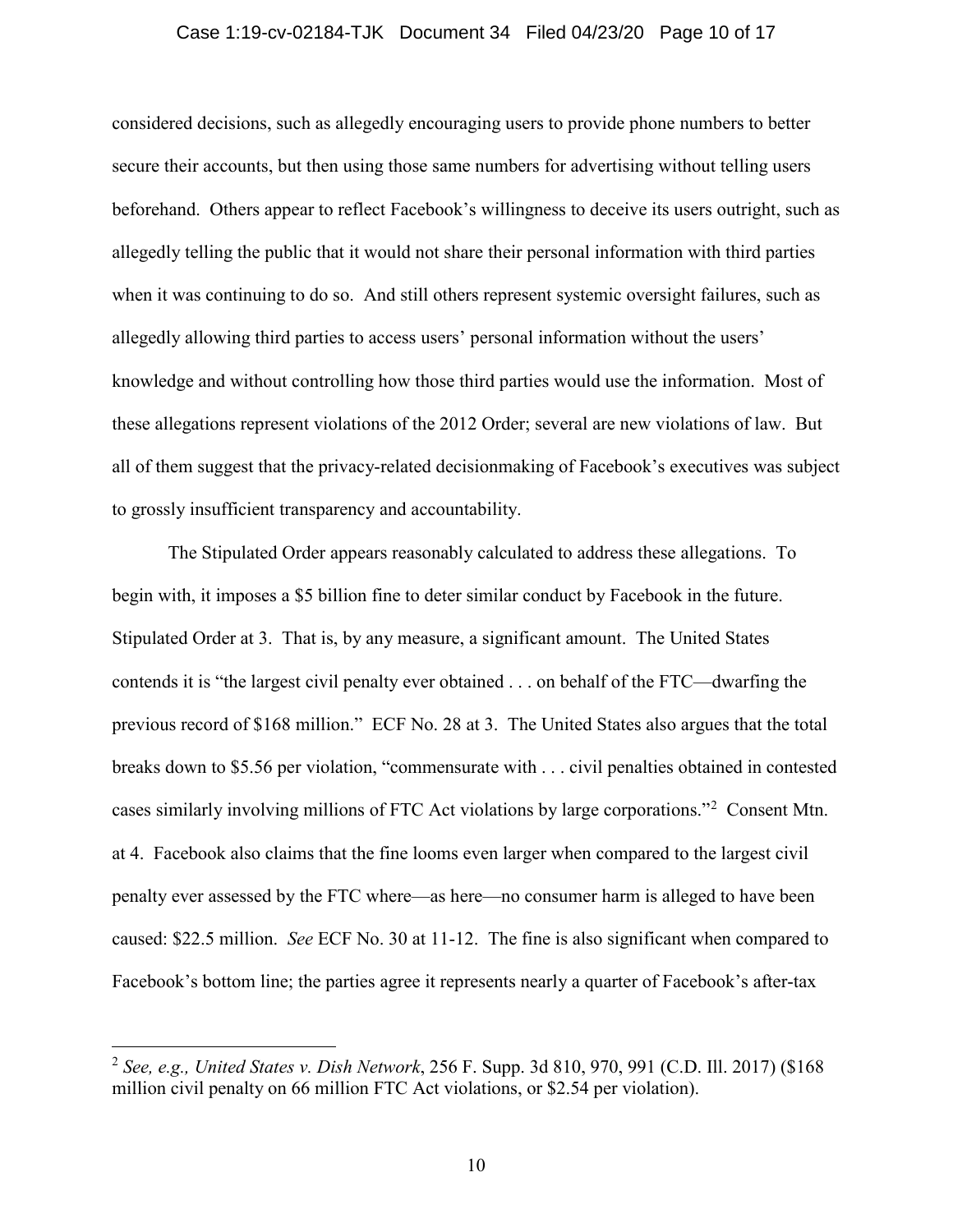considered decisions, such as allegedly encouraging users to provide phone numbers to better secure their accounts, but then using those same numbers for advertising without telling users beforehand. Others appear to reflect Facebook's willingness to deceive its users outright, such as allegedly telling the public that it would not share their personal information with third parties when it was continuing to do so. And still others represent systemic oversight failures, such as allegedly allowing third parties to access users' personal information without the users' knowledge and without controlling how those third parties would use the information. Most of these allegations represent violations of the 2012 Order; several are new violations of law. But all of them suggest that the privacy-related decisionmaking of Facebook's executives was subject to grossly insufficient transparency and accountability.

The Stipulated Order appears reasonably calculated to address these allegations. To begin with, it imposes a $5 billion fine to deter similar conduct by Facebook in the future. Stipulated Order at 3. That is, by any measure, a significant amount. The United States contends it is "the largest civil penalty ever obtained . . . on behalf of the FTC—dwarfing the previous record of $168 million." ECF No. 28 at 3. The United States also argues that the total breaks down to $5.56 per violation, "commensurate with . . . civil penalties obtained in contested cases similarly involving millions of FTC Act violations by large corporations."[2] Consent Mtn. at 4. Facebook also claims that the fine looms even larger when compared to the largest civil penalty ever assessed by the FTC where—as here—no consumer harm is alleged to have been caused: $22.5 million. *See* ECF No. 30 at 11-12. The fine is also significant when compared to Facebook's bottom line; the parties agree it represents nearly a quarter of Facebook's after-tax

---

[2] *See, e.g., United States v. Dish Network*, 256 F. Supp. 3d 810, 970, 991 (C.D. Ill. 2017) ($168 million civil penalty on 66 million FTC Act violations, or $2.54 per violation).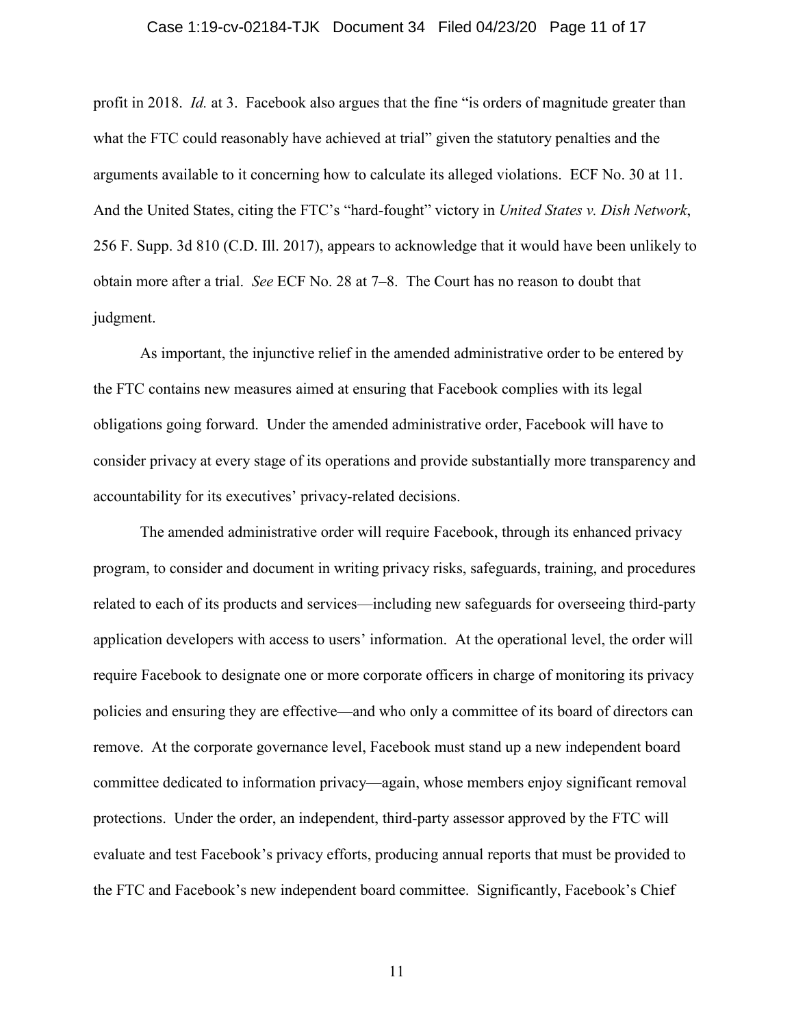profit in 2018. *Id.* at 3. Facebook also argues that the fine "is orders of magnitude greater than what the FTC could reasonably have achieved at trial" given the statutory penalties and the arguments available to it concerning how to calculate its alleged violations. ECF No. 30 at 11. And the United States, citing the FTC's "hard-fought" victory in *United States v. Dish Network*, 256 F. Supp. 3d 810 (C.D. Ill. 2017), appears to acknowledge that it would have been unlikely to obtain more after a trial. *See* ECF No. 28 at 7–8. The Court has no reason to doubt that judgment.

As important, the injunctive relief in the amended administrative order to be entered by the FTC contains new measures aimed at ensuring that Facebook complies with its legal obligations going forward. Under the amended administrative order, Facebook will have to consider privacy at every stage of its operations and provide substantially more transparency and accountability for its executives' privacy-related decisions.

The amended administrative order will require Facebook, through its enhanced privacy program, to consider and document in writing privacy risks, safeguards, training, and procedures related to each of its products and services—including new safeguards for overseeing third-party application developers with access to users' information. At the operational level, the order will require Facebook to designate one or more corporate officers in charge of monitoring its privacy policies and ensuring they are effective—and who only a committee of its board of directors can remove. At the corporate governance level, Facebook must stand up a new independent board committee dedicated to information privacy—again, whose members enjoy significant removal protections. Under the order, an independent, third-party assessor approved by the FTC will evaluate and test Facebook's privacy efforts, producing annual reports that must be provided to the FTC and Facebook's new independent board committee. Significantly, Facebook's Chief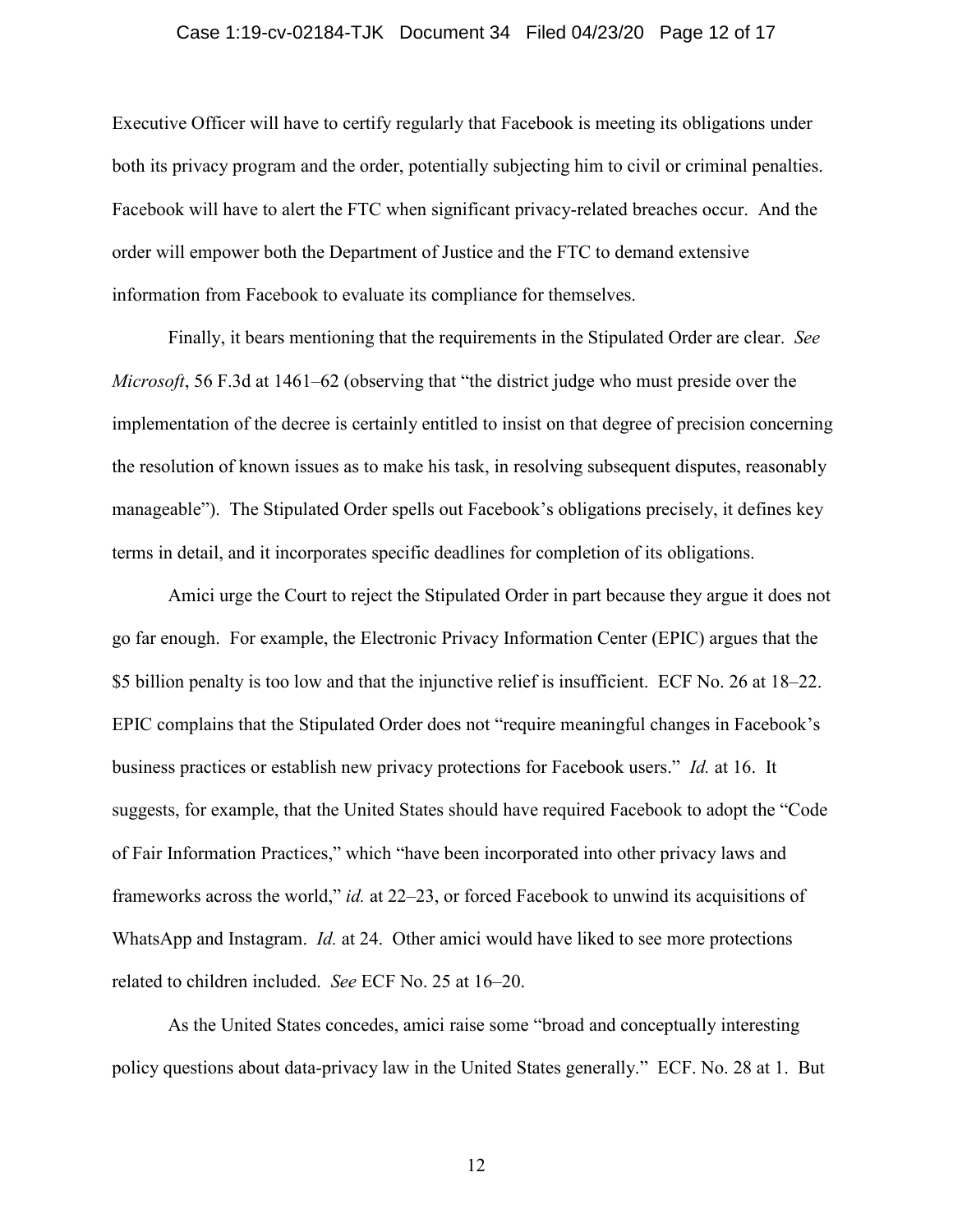Executive Officer will have to certify regularly that Facebook is meeting its obligations under both its privacy program and the order, potentially subjecting him to civil or criminal penalties. Facebook will have to alert the FTC when significant privacy-related breaches occur. And the order will empower both the Department of Justice and the FTC to demand extensive information from Facebook to evaluate its compliance for themselves.

Finally, it bears mentioning that the requirements in the Stipulated Order are clear. *See Microsoft*, 56 F.3d at 1461–62 (observing that "the district judge who must preside over the implementation of the decree is certainly entitled to insist on that degree of precision concerning the resolution of known issues as to make his task, in resolving subsequent disputes, reasonably manageable"). The Stipulated Order spells out Facebook's obligations precisely, it defines key terms in detail, and it incorporates specific deadlines for completion of its obligations.

Amici urge the Court to reject the Stipulated Order in part because they argue it does not go far enough. For example, the Electronic Privacy Information Center (EPIC) argues that the $5 billion penalty is too low and that the injunctive relief is insufficient. ECF No. 26 at 18–22. EPIC complains that the Stipulated Order does not "require meaningful changes in Facebook's business practices or establish new privacy protections for Facebook users." *Id.* at 16. It suggests, for example, that the United States should have required Facebook to adopt the "Code of Fair Information Practices," which "have been incorporated into other privacy laws and frameworks across the world," *id.* at 22–23, or forced Facebook to unwind its acquisitions of WhatsApp and Instagram. *Id.* at 24. Other amici would have liked to see more protections related to children included. *See* ECF No. 25 at 16–20.

As the United States concedes, amici raise some "broad and conceptually interesting policy questions about data-privacy law in the United States generally." ECF. No. 28 at 1. But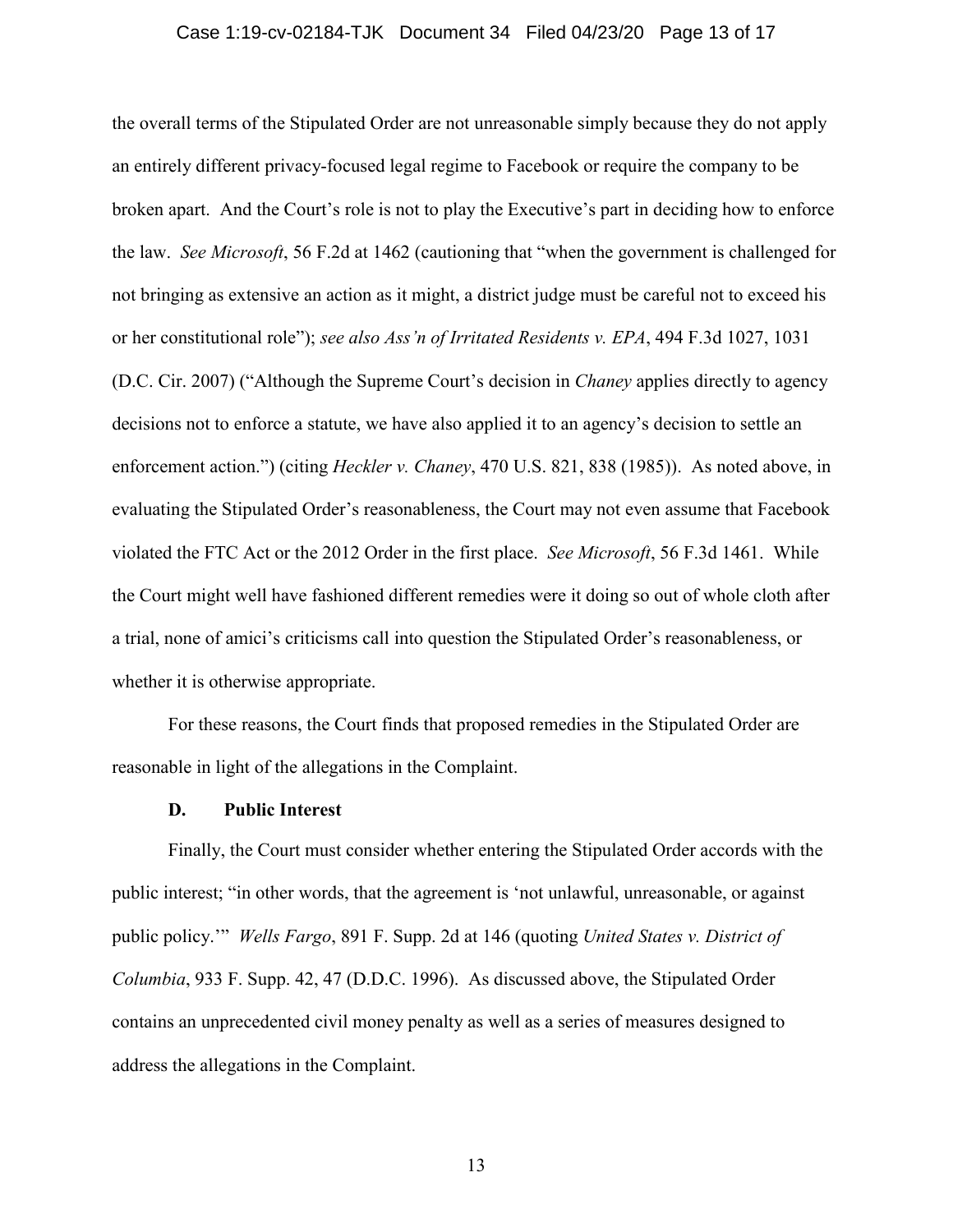the overall terms of the Stipulated Order are not unreasonable simply because they do not apply an entirely different privacy-focused legal regime to Facebook or require the company to be broken apart. And the Court's role is not to play the Executive's part in deciding how to enforce the law. *See Microsoft*, 56 F.2d at 1462 (cautioning that "when the government is challenged for not bringing as extensive an action as it might, a district judge must be careful not to exceed his or her constitutional role"); *see also Ass'n of Irritated Residents v. EPA*, 494 F.3d 1027, 1031 (D.C. Cir. 2007) ("Although the Supreme Court's decision in *Chaney* applies directly to agency decisions not to enforce a statute, we have also applied it to an agency's decision to settle an enforcement action.") (citing *Heckler v. Chaney*, 470 U.S. 821, 838 (1985)). As noted above, in evaluating the Stipulated Order's reasonableness, the Court may not even assume that Facebook violated the FTC Act or the 2012 Order in the first place. *See Microsoft*, 56 F.3d 1461. While the Court might well have fashioned different remedies were it doing so out of whole cloth after a trial, none of amici's criticisms call into question the Stipulated Order's reasonableness, or whether it is otherwise appropriate.

For these reasons, the Court finds that proposed remedies in the Stipulated Order are reasonable in light of the allegations in the Complaint.

### D. Public Interest

Finally, the Court must consider whether entering the Stipulated Order accords with the public interest; "in other words, that the agreement is 'not unlawful, unreasonable, or against public policy.'" *Wells Fargo*, 891 F. Supp. 2d at 146 (quoting *United States v. District of Columbia*, 933 F. Supp. 42, 47 (D.D.C. 1996). As discussed above, the Stipulated Order contains an unprecedented civil money penalty as well as a series of measures designed to address the allegations in the Complaint.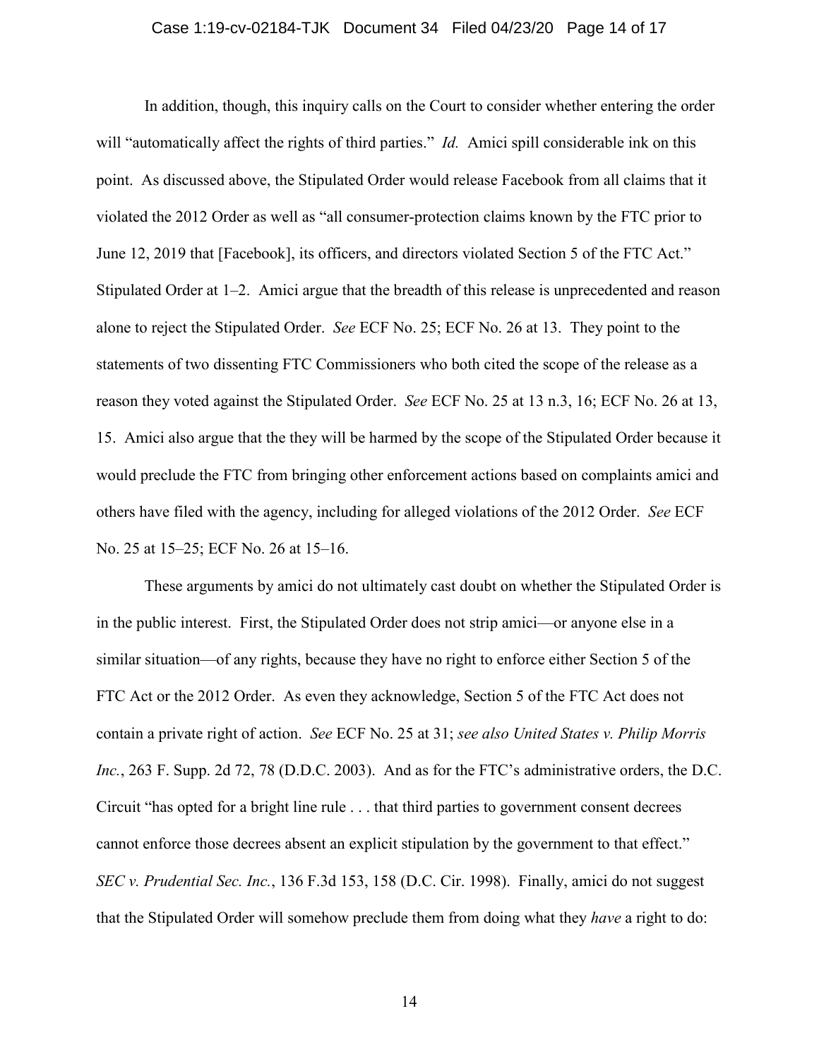In addition, though, this inquiry calls on the Court to consider whether entering the order will "automatically affect the rights of third parties." *Id.* Amici spill considerable ink on this point. As discussed above, the Stipulated Order would release Facebook from all claims that it violated the 2012 Order as well as "all consumer-protection claims known by the FTC prior to June 12, 2019 that [Facebook], its officers, and directors violated Section 5 of the FTC Act." Stipulated Order at 1–2. Amici argue that the breadth of this release is unprecedented and reason alone to reject the Stipulated Order. *See* ECF No. 25; ECF No. 26 at 13. They point to the statements of two dissenting FTC Commissioners who both cited the scope of the release as a reason they voted against the Stipulated Order. *See* ECF No. 25 at 13 n.3, 16; ECF No. 26 at 13, 15. Amici also argue that the they will be harmed by the scope of the Stipulated Order because it would preclude the FTC from bringing other enforcement actions based on complaints amici and others have filed with the agency, including for alleged violations of the 2012 Order. *See* ECF No. 25 at 15–25; ECF No. 26 at 15–16.

These arguments by amici do not ultimately cast doubt on whether the Stipulated Order is in the public interest. First, the Stipulated Order does not strip amici—or anyone else in a similar situation—of any rights, because they have no right to enforce either Section 5 of the FTC Act or the 2012 Order. As even they acknowledge, Section 5 of the FTC Act does not contain a private right of action. *See* ECF No. 25 at 31; *see also United States v. Philip Morris Inc.*, 263 F. Supp. 2d 72, 78 (D.D.C. 2003). And as for the FTC's administrative orders, the D.C. Circuit "has opted for a bright line rule . . . that third parties to government consent decrees cannot enforce those decrees absent an explicit stipulation by the government to that effect." *SEC v. Prudential Sec. Inc.*, 136 F.3d 153, 158 (D.C. Cir. 1998). Finally, amici do not suggest that the Stipulated Order will somehow preclude them from doing what they *have* a right to do: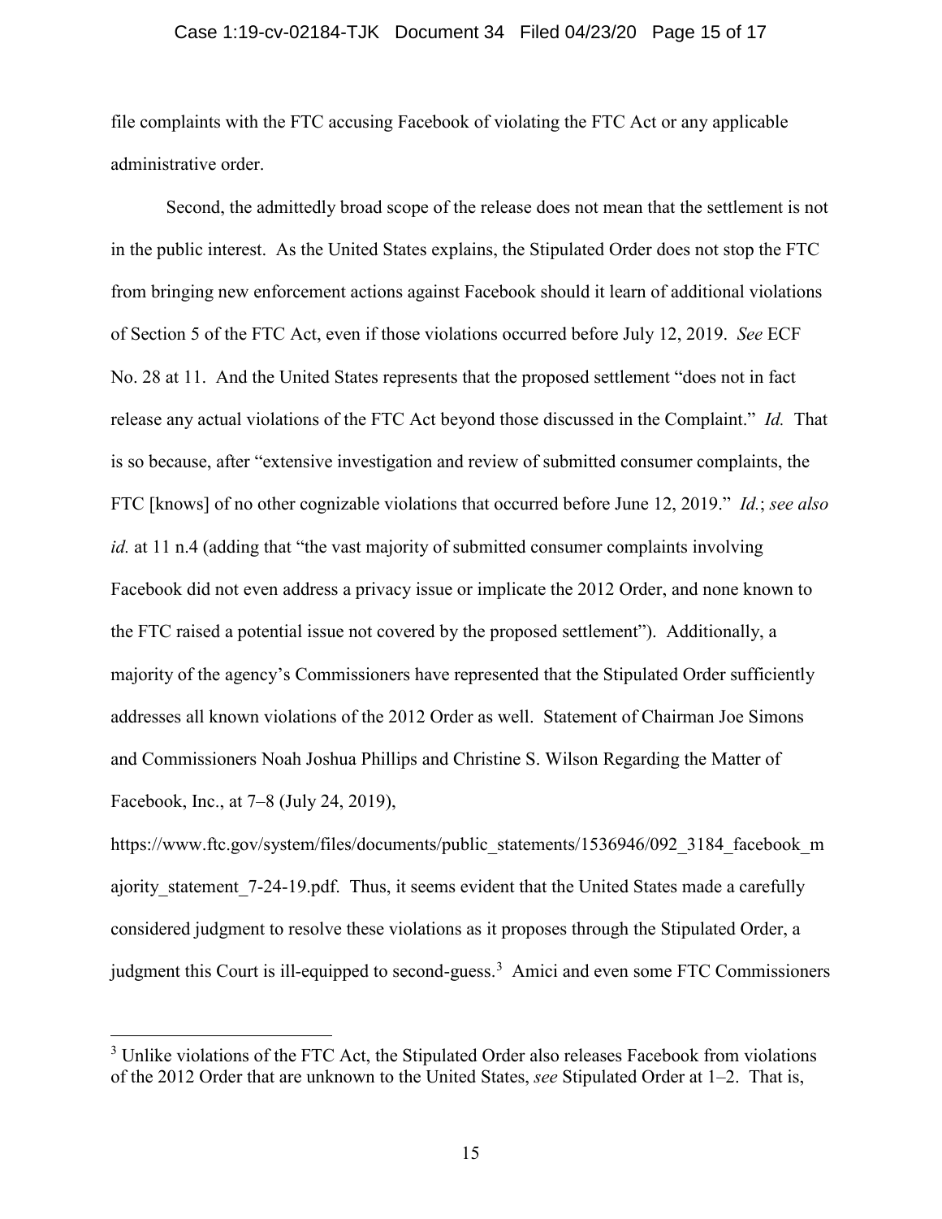file complaints with the FTC accusing Facebook of violating the FTC Act or any applicable administrative order.

Second, the admittedly broad scope of the release does not mean that the settlement is not in the public interest. As the United States explains, the Stipulated Order does not stop the FTC from bringing new enforcement actions against Facebook should it learn of additional violations of Section 5 of the FTC Act, even if those violations occurred before July 12, 2019. *See* ECF No. 28 at 11. And the United States represents that the proposed settlement "does not in fact release any actual violations of the FTC Act beyond those discussed in the Complaint." *Id.* That is so because, after "extensive investigation and review of submitted consumer complaints, the FTC [knows] of no other cognizable violations that occurred before June 12, 2019." *Id.*; *see also id.* at 11 n.4 (adding that "the vast majority of submitted consumer complaints involving Facebook did not even address a privacy issue or implicate the 2012 Order, and none known to the FTC raised a potential issue not covered by the proposed settlement"). Additionally, a majority of the agency's Commissioners have represented that the Stipulated Order sufficiently addresses all known violations of the 2012 Order as well. Statement of Chairman Joe Simons and Commissioners Noah Joshua Phillips and Christine S. Wilson Regarding the Matter of Facebook, Inc., at 7–8 (July 24, 2019), https://www.ftc.gov/system/files/documents/public_statements/1536946/092_3184_facebook_majority_statement_7-24-19.pdf. Thus, it seems evident that the United States made a carefully considered judgment to resolve these violations as it proposes through the Stipulated Order, a judgment this Court is ill-equipped to second-guess.[3] Amici and even some FTC Commissioners

[3] Unlike violations of the FTC Act, the Stipulated Order also releases Facebook from violations of the 2012 Order that are unknown to the United States, *see* Stipulated Order at 1–2. That is,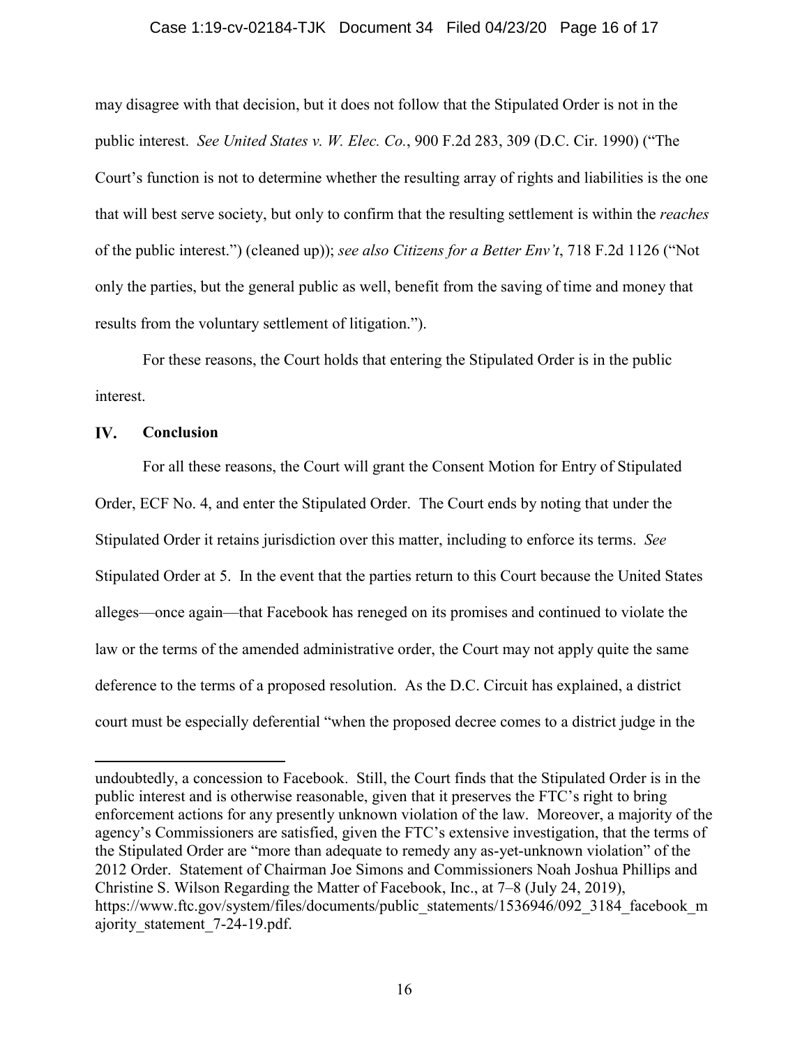may disagree with that decision, but it does not follow that the Stipulated Order is not in the public interest. *See United States v. W. Elec. Co.*, 900 F.2d 283, 309 (D.C. Cir. 1990) ("The Court's function is not to determine whether the resulting array of rights and liabilities is the one that will best serve society, but only to confirm that the resulting settlement is within the *reaches* of the public interest.") (cleaned up)); *see also Citizens for a Better Env't*, 718 F.2d 1126 ("Not only the parties, but the general public as well, benefit from the saving of time and money that results from the voluntary settlement of litigation.").

For these reasons, the Court holds that entering the Stipulated Order is in the public interest.

## IV. Conclusion

For all these reasons, the Court will grant the Consent Motion for Entry of Stipulated Order, ECF No. 4, and enter the Stipulated Order. The Court ends by noting that under the Stipulated Order it retains jurisdiction over this matter, including to enforce its terms. *See* Stipulated Order at 5. In the event that the parties return to this Court because the United States alleges—once again—that Facebook has reneged on its promises and continued to violate the law or the terms of the amended administrative order, the Court may not apply quite the same deference to the terms of a proposed resolution. As the D.C. Circuit has explained, a district court must be especially deferential "when the proposed decree comes to a district judge in the

---

undoubtedly, a concession to Facebook. Still, the Court finds that the Stipulated Order is in the public interest and is otherwise reasonable, given that it preserves the FTC's right to bring enforcement actions for any presently unknown violation of the law. Moreover, a majority of the agency's Commissioners are satisfied, given the FTC's extensive investigation, that the terms of the Stipulated Order are "more than adequate to remedy any as-yet-unknown violation" of the 2012 Order. Statement of Chairman Joe Simons and Commissioners Noah Joshua Phillips and Christine S. Wilson Regarding the Matter of Facebook, Inc., at 7–8 (July 24, 2019), https://www.ftc.gov/system/files/documents/public_statements/1536946/092_3184_facebook_majority_statement_7-24-19.pdf.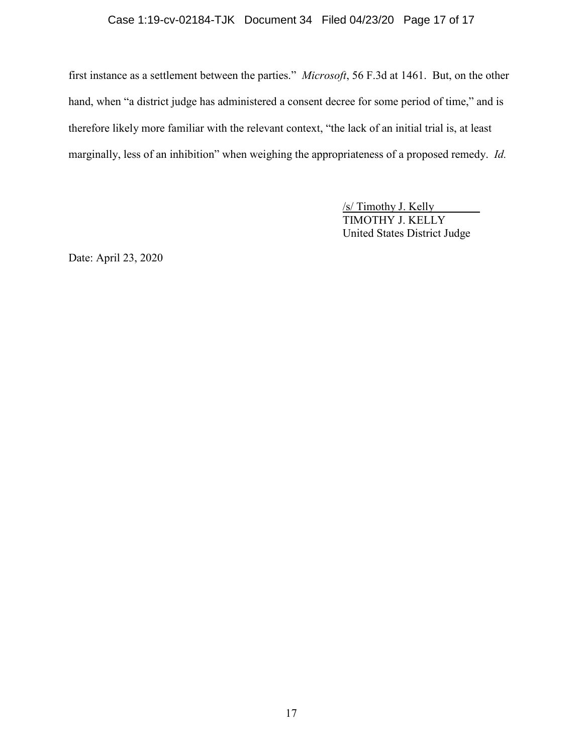first instance as a settlement between the parties." *Microsoft*, 56 F.3d at 1461. But, on the other hand, when "a district judge has administered a consent decree for some period of time," and is therefore likely more familiar with the relevant context, "the lack of an initial trial is, at least marginally, less of an inhibition" when weighing the appropriateness of a proposed remedy. *Id.*

/s/ Timothy J. Kelly
TIMOTHY J. KELLY
United States District Judge

Date: April 23, 2020